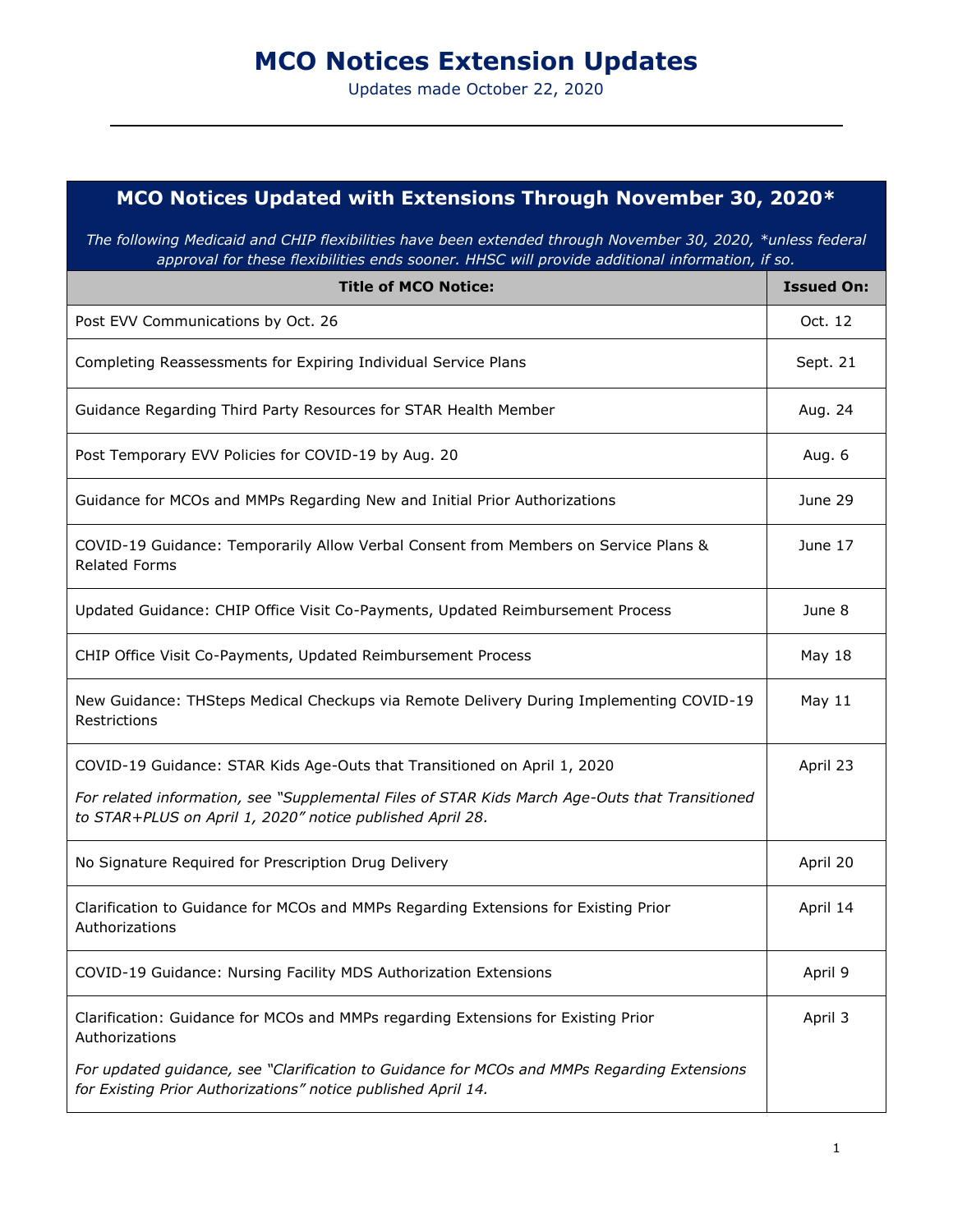# MCO Notices Extension Updates

Updates made October 22, 2020

## MCO Notices Updated with Extensions Through November 30, 2020*

*The following Medicaid and CHIP flexibilities have been extended through November 30, 2020, \*unless federal approval for these flexibilities ends sooner. HHSC will provide additional information, if so.*

| Title of MCO Notice: | Issued On: |
|---|---|
| Post EVV Communications by Oct. 26 | Oct. 12 |
| Completing Reassessments for Expiring Individual Service Plans | Sept. 21 |
| Guidance Regarding Third Party Resources for STAR Health Member | Aug. 24 |
| Post Temporary EVV Policies for COVID-19 by Aug. 20 | Aug. 6 |
| Guidance for MCOs and MMPs Regarding New and Initial Prior Authorizations | June 29 |
| COVID-19 Guidance: Temporarily Allow Verbal Consent from Members on Service Plans & Related Forms | June 17 |
| Updated Guidance: CHIP Office Visit Co-Payments, Updated Reimbursement Process | June 8 |
| CHIP Office Visit Co-Payments, Updated Reimbursement Process | May 18 |
| New Guidance: THSteps Medical Checkups via Remote Delivery During Implementing COVID-19 Restrictions | May 11 |
| COVID-19 Guidance: STAR Kids Age-Outs that Transitioned on April 1, 2020<br>*For related information, see "Supplemental Files of STAR Kids March Age-Outs that Transitioned to STAR+PLUS on April 1, 2020" notice published April 28.* | April 23 |
| No Signature Required for Prescription Drug Delivery | April 20 |
| Clarification to Guidance for MCOs and MMPs Regarding Extensions for Existing Prior Authorizations | April 14 |
| COVID-19 Guidance: Nursing Facility MDS Authorization Extensions | April 9 |
| Clarification: Guidance for MCOs and MMPs regarding Extensions for Existing Prior Authorizations<br>*For updated guidance, see "Clarification to Guidance for MCOs and MMPs Regarding Extensions for Existing Prior Authorizations" notice published April 14.* | April 3 |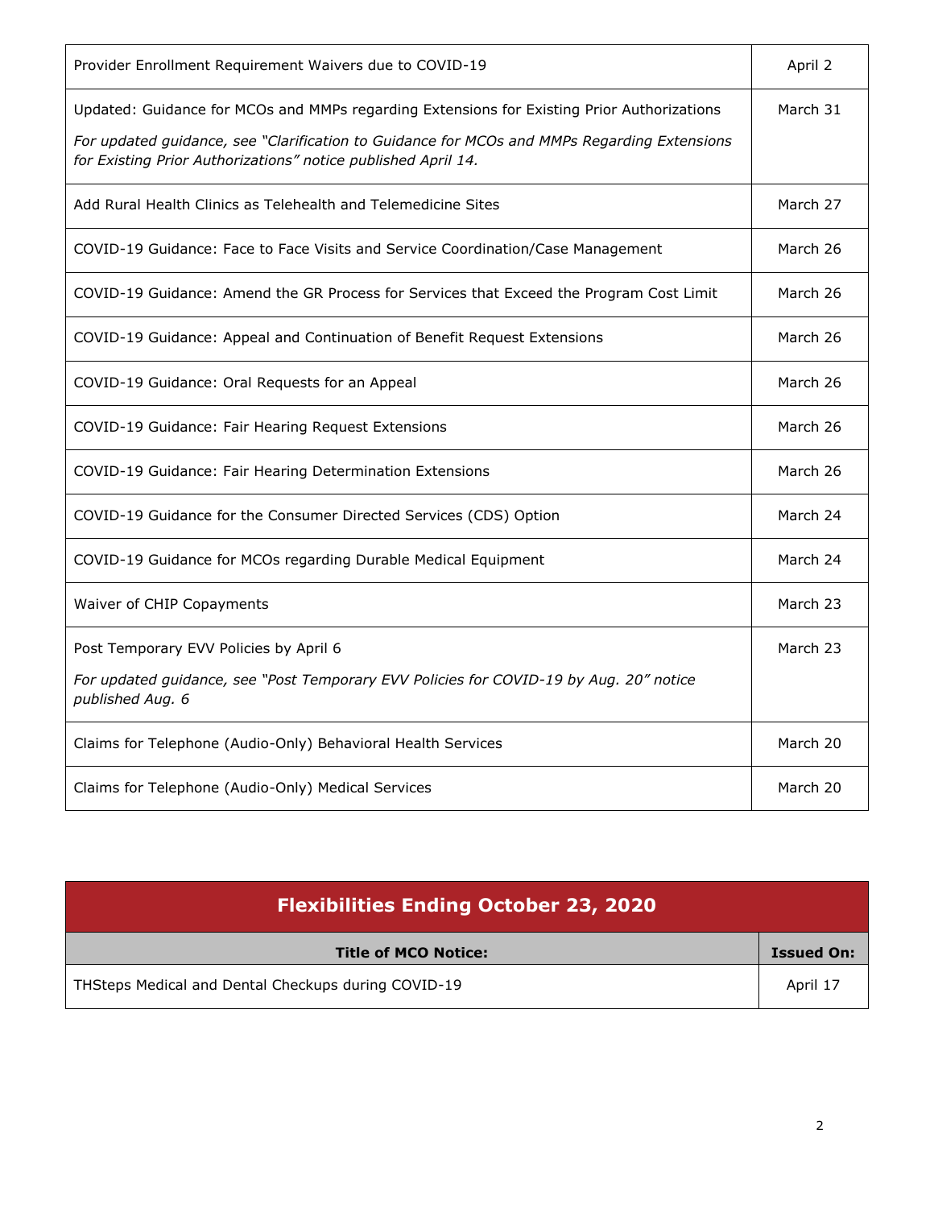| | |
|---|---|
| Provider Enrollment Requirement Waivers due to COVID-19 | April 2 |
| Updated: Guidance for MCOs and MMPs regarding Extensions for Existing Prior Authorizations<br>*For updated guidance, see "Clarification to Guidance for MCOs and MMPs Regarding Extensions for Existing Prior Authorizations" notice published April 14.* | March 31 |
| Add Rural Health Clinics as Telehealth and Telemedicine Sites | March 27 |
| COVID-19 Guidance: Face to Face Visits and Service Coordination/Case Management | March 26 |
| COVID-19 Guidance: Amend the GR Process for Services that Exceed the Program Cost Limit | March 26 |
| COVID-19 Guidance: Appeal and Continuation of Benefit Request Extensions | March 26 |
| COVID-19 Guidance: Oral Requests for an Appeal | March 26 |
| COVID-19 Guidance: Fair Hearing Request Extensions | March 26 |
| COVID-19 Guidance: Fair Hearing Determination Extensions | March 26 |
| COVID-19 Guidance for the Consumer Directed Services (CDS) Option | March 24 |
| COVID-19 Guidance for MCOs regarding Durable Medical Equipment | March 24 |
| Waiver of CHIP Copayments | March 23 |
| Post Temporary EVV Policies by April 6<br>*For updated guidance, see "Post Temporary EVV Policies for COVID-19 by Aug. 20" notice published Aug. 6* | March 23 |
| Claims for Telephone (Audio-Only) Behavioral Health Services | March 20 |
| Claims for Telephone (Audio-Only) Medical Services | March 20 |

## Flexibilities Ending October 23, 2020

| Title of MCO Notice: | Issued On: |
|---|---|
| THSteps Medical and Dental Checkups during COVID-19 | April 17 |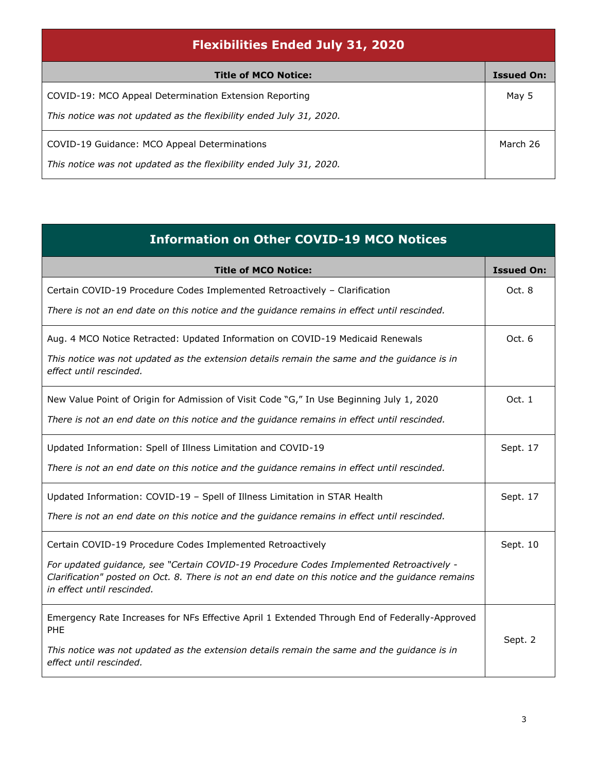## Flexibilities Ended July 31, 2020

| Title of MCO Notice: | Issued On: |
|---|---|
| COVID-19: MCO Appeal Determination Extension Reporting<br>*This notice was not updated as the flexibility ended July 31, 2020.* | May 5 |
| COVID-19 Guidance: MCO Appeal Determinations<br>*This notice was not updated as the flexibility ended July 31, 2020.* | March 26 |

## Information on Other COVID-19 MCO Notices

| Title of MCO Notice: | Issued On: |
|---|---|
| Certain COVID-19 Procedure Codes Implemented Retroactively – Clarification<br>*There is not an end date on this notice and the guidance remains in effect until rescinded.* | Oct. 8 |
| Aug. 4 MCO Notice Retracted: Updated Information on COVID-19 Medicaid Renewals<br>*This notice was not updated as the extension details remain the same and the guidance is in effect until rescinded.* | Oct. 6 |
| New Value Point of Origin for Admission of Visit Code "G," In Use Beginning July 1, 2020<br>*There is not an end date on this notice and the guidance remains in effect until rescinded.* | Oct. 1 |
| Updated Information: Spell of Illness Limitation and COVID-19<br>*There is not an end date on this notice and the guidance remains in effect until rescinded.* | Sept. 17 |
| Updated Information: COVID-19 – Spell of Illness Limitation in STAR Health<br>*There is not an end date on this notice and the guidance remains in effect until rescinded.* | Sept. 17 |
| Certain COVID-19 Procedure Codes Implemented Retroactively<br>*For updated guidance, see "Certain COVID-19 Procedure Codes Implemented Retroactively - Clarification" posted on Oct. 8. There is not an end date on this notice and the guidance remains in effect until rescinded.* | Sept. 10 |
| Emergency Rate Increases for NFs Effective April 1 Extended Through End of Federally-Approved PHE<br>*This notice was not updated as the extension details remain the same and the guidance is in effect until rescinded.* | Sept. 2 |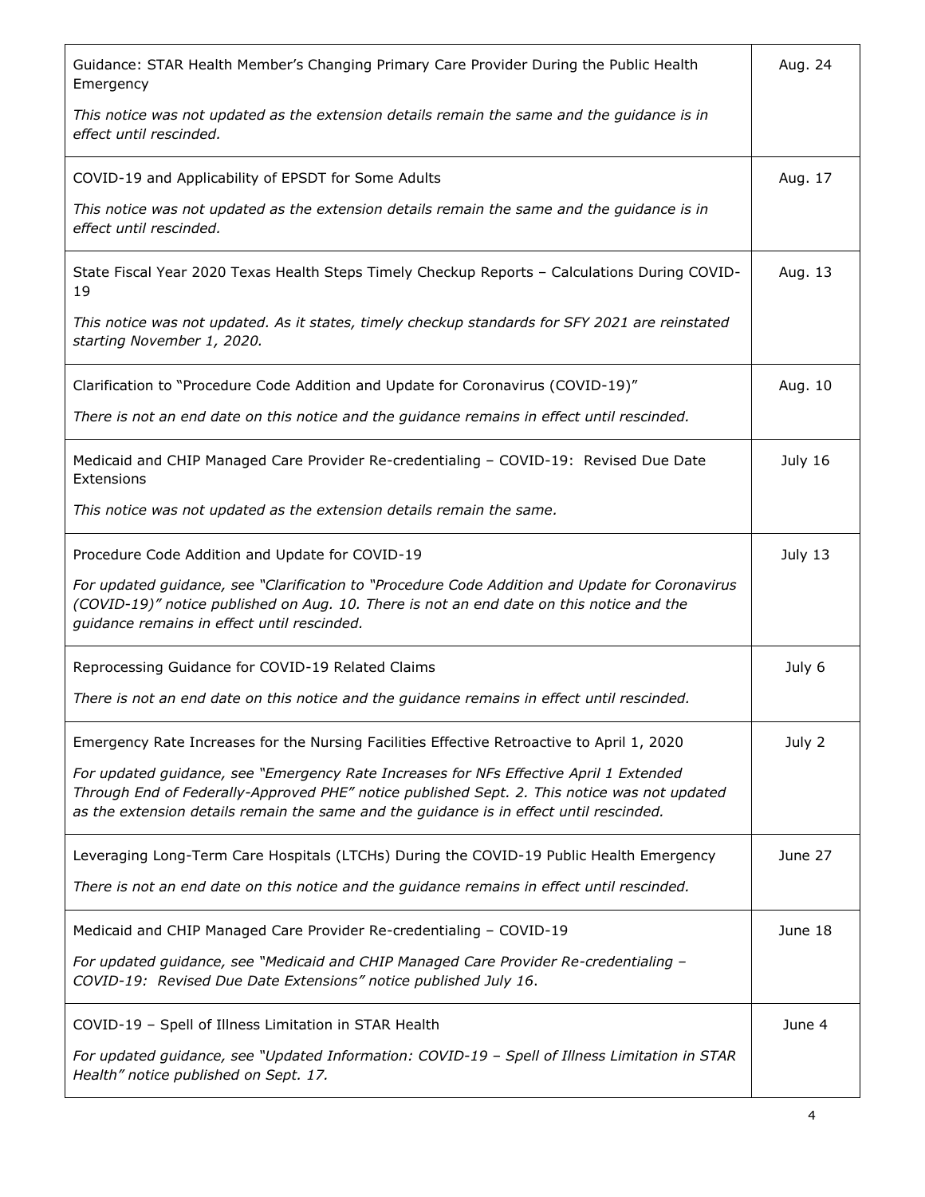| | |
|---|---|
| Guidance: STAR Health Member's Changing Primary Care Provider During the Public Health Emergency<br><br>*This notice was not updated as the extension details remain the same and the guidance is in effect until rescinded.* | Aug. 24 |
| COVID-19 and Applicability of EPSDT for Some Adults<br><br>*This notice was not updated as the extension details remain the same and the guidance is in effect until rescinded.* | Aug. 17 |
| State Fiscal Year 2020 Texas Health Steps Timely Checkup Reports – Calculations During COVID-19<br><br>*This notice was not updated. As it states, timely checkup standards for SFY 2021 are reinstated starting November 1, 2020.* | Aug. 13 |
| Clarification to "Procedure Code Addition and Update for Coronavirus (COVID-19)"<br><br>*There is not an end date on this notice and the guidance remains in effect until rescinded.* | Aug. 10 |
| Medicaid and CHIP Managed Care Provider Re-credentialing – COVID-19: Revised Due Date Extensions<br><br>*This notice was not updated as the extension details remain the same.* | July 16 |
| Procedure Code Addition and Update for COVID-19<br><br>*For updated guidance, see "Clarification to "Procedure Code Addition and Update for Coronavirus (COVID-19)" notice published on Aug. 10. There is not an end date on this notice and the guidance remains in effect until rescinded.* | July 13 |
| Reprocessing Guidance for COVID-19 Related Claims<br><br>*There is not an end date on this notice and the guidance remains in effect until rescinded.* | July 6 |
| Emergency Rate Increases for the Nursing Facilities Effective Retroactive to April 1, 2020<br><br>*For updated guidance, see "Emergency Rate Increases for NFs Effective April 1 Extended Through End of Federally-Approved PHE" notice published Sept. 2. This notice was not updated as the extension details remain the same and the guidance is in effect until rescinded.* | July 2 |
| Leveraging Long-Term Care Hospitals (LTCHs) During the COVID-19 Public Health Emergency<br><br>*There is not an end date on this notice and the guidance remains in effect until rescinded.* | June 27 |
| Medicaid and CHIP Managed Care Provider Re-credentialing – COVID-19<br><br>*For updated guidance, see "Medicaid and CHIP Managed Care Provider Re-credentialing – COVID-19: Revised Due Date Extensions" notice published July 16.* | June 18 |
| COVID-19 – Spell of Illness Limitation in STAR Health<br><br>*For updated guidance, see "Updated Information: COVID-19 – Spell of Illness Limitation in STAR Health" notice published on Sept. 17.* | June 4 |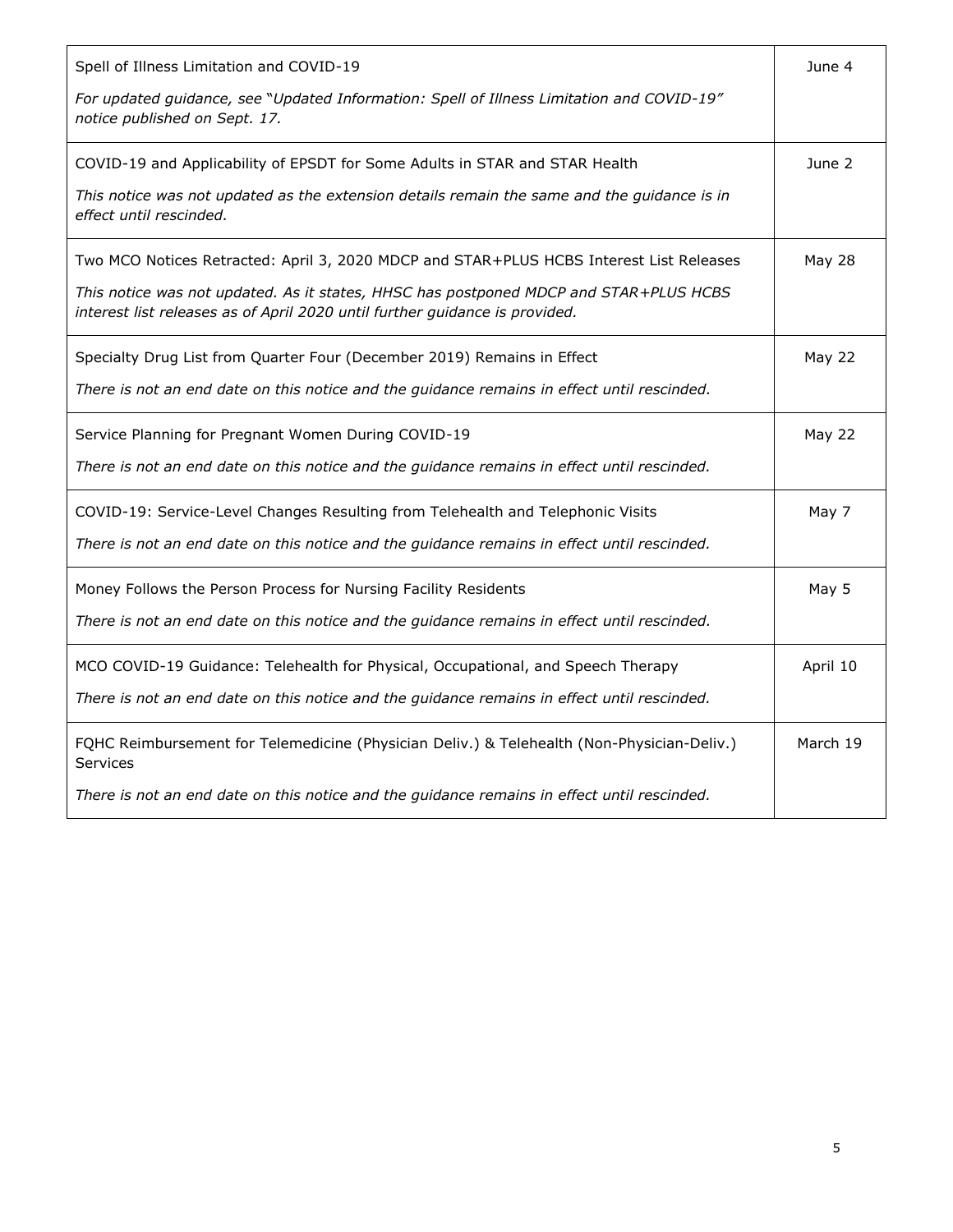| | |
|---|---|
| Spell of Illness Limitation and COVID-19<br><br>*For updated guidance, see "Updated Information: Spell of Illness Limitation and COVID-19" notice published on Sept. 17.* | June 4 |
| COVID-19 and Applicability of EPSDT for Some Adults in STAR and STAR Health<br><br>*This notice was not updated as the extension details remain the same and the guidance is in effect until rescinded.* | June 2 |
| Two MCO Notices Retracted: April 3, 2020 MDCP and STAR+PLUS HCBS Interest List Releases<br><br>*This notice was not updated. As it states, HHSC has postponed MDCP and STAR+PLUS HCBS interest list releases as of April 2020 until further guidance is provided.* | May 28 |
| Specialty Drug List from Quarter Four (December 2019) Remains in Effect<br><br>*There is not an end date on this notice and the guidance remains in effect until rescinded.* | May 22 |
| Service Planning for Pregnant Women During COVID-19<br><br>*There is not an end date on this notice and the guidance remains in effect until rescinded.* | May 22 |
| COVID-19: Service-Level Changes Resulting from Telehealth and Telephonic Visits<br><br>*There is not an end date on this notice and the guidance remains in effect until rescinded.* | May 7 |
| Money Follows the Person Process for Nursing Facility Residents<br><br>*There is not an end date on this notice and the guidance remains in effect until rescinded.* | May 5 |
| MCO COVID-19 Guidance: Telehealth for Physical, Occupational, and Speech Therapy<br><br>*There is not an end date on this notice and the guidance remains in effect until rescinded.* | April 10 |
| FQHC Reimbursement for Telemedicine (Physician Deliv.) & Telehealth (Non-Physician-Deliv.) Services<br><br>*There is not an end date on this notice and the guidance remains in effect until rescinded.* | March 19 |